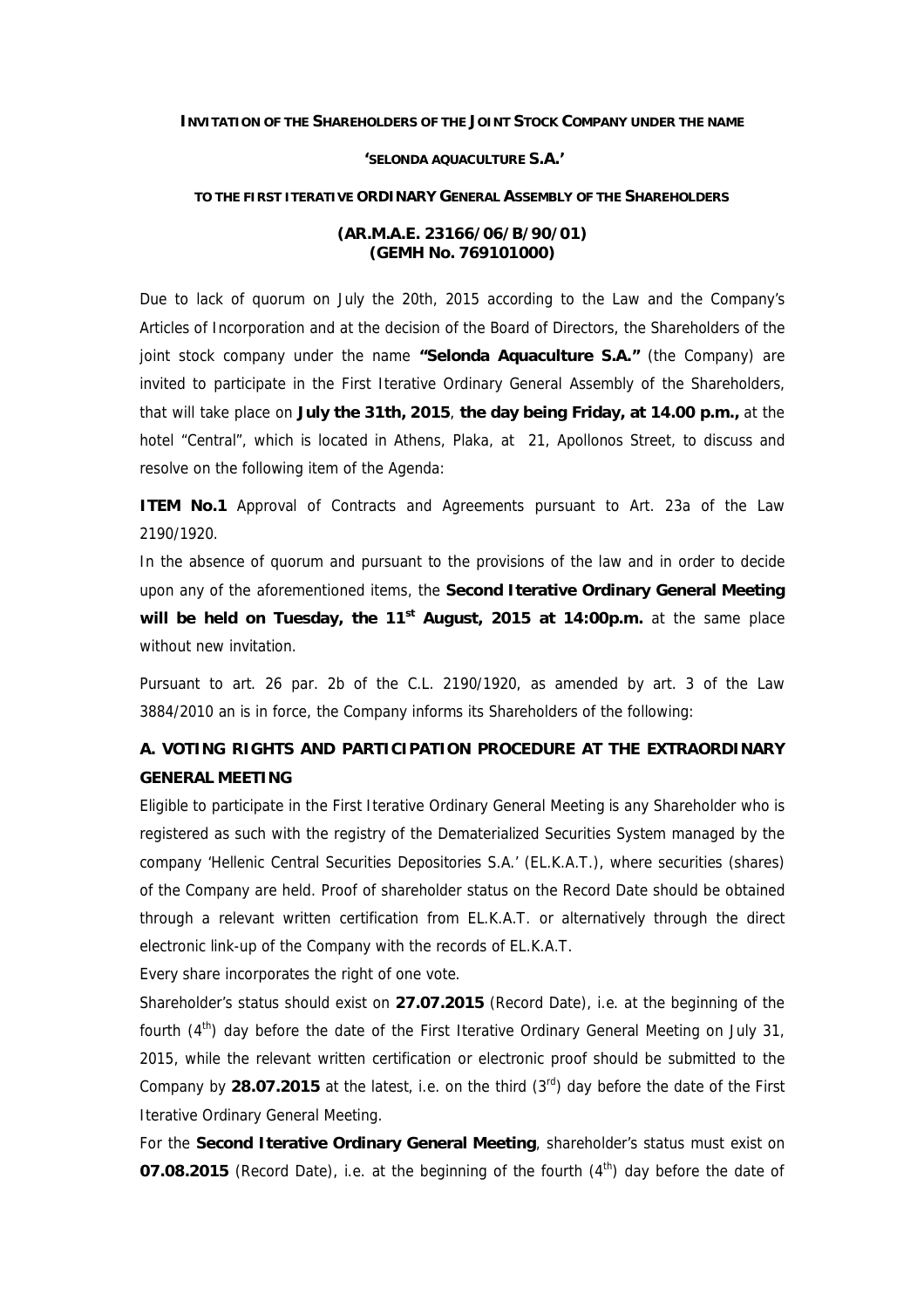**INVITATION OF THE SHAREHOLDERS OF THE JOINT STOCK COMPANY UNDER THE NAME**

**'SELONDA AQUACULTURE S.A.'**

**TO THE FIRST ITERATIVE ORDINARY GENERAL ASSEMBLY OF THE SHAREHOLDERS**

**(AR.M.A.E. 23166/06/B/90/01)**
**(GEMH No. 769101000)**

Due to lack of quorum on July the 20th, 2015 according to the Law and the Company's Articles of Incorporation and at the decision of the Board of Directors, the Shareholders of the joint stock company under the name **"Selonda Aquaculture S.A."** (the Company) are invited to participate in the First Iterative Ordinary General Assembly of the Shareholders, that will take place on **July the 31th, 2015**, **the day being Friday, at 14.00 p.m.,** at the hotel "Central", which is located in Athens, Plaka, at 21, Apollonos Street, to discuss and resolve on the following item of the Agenda:

**ITEM No.1** Approval of Contracts and Agreements pursuant to Art. 23a of the Law 2190/1920.

In the absence of quorum and pursuant to the provisions of the law and in order to decide upon any of the aforementioned items, the **Second Iterative Ordinary General Meeting will be held on Tuesday, the 11st August, 2015 at 14:00p.m.** at the same place without new invitation.

Pursuant to art. 26 par. 2b of the C.L. 2190/1920, as amended by art. 3 of the Law 3884/2010 an is in force, the Company informs its Shareholders of the following:

## A. VOTING RIGHTS AND PARTICIPATION PROCEDURE AT THE EXTRAORDINARY GENERAL MEETING

Eligible to participate in the First Iterative Ordinary General Meeting is any Shareholder who is registered as such with the registry of the Dematerialized Securities System managed by the company 'Hellenic Central Securities Depositories S.A.' (EL.K.A.T.), where securities (shares) of the Company are held. Proof of shareholder status on the Record Date should be obtained through a relevant written certification from EL.K.A.T. or alternatively through the direct electronic link-up of the Company with the records of EL.K.A.T.

Every share incorporates the right of one vote.

Shareholder's status should exist on **27.07.2015** (Record Date), i.e. at the beginning of the fourth (4th) day before the date of the First Iterative Ordinary General Meeting on July 31, 2015, while the relevant written certification or electronic proof should be submitted to the Company by **28.07.2015** at the latest, i.e. on the third (3rd) day before the date of the First Iterative Ordinary General Meeting.

For the **Second Iterative Ordinary General Meeting**, shareholder's status must exist on **07.08.2015** (Record Date), i.e. at the beginning of the fourth (4th) day before the date of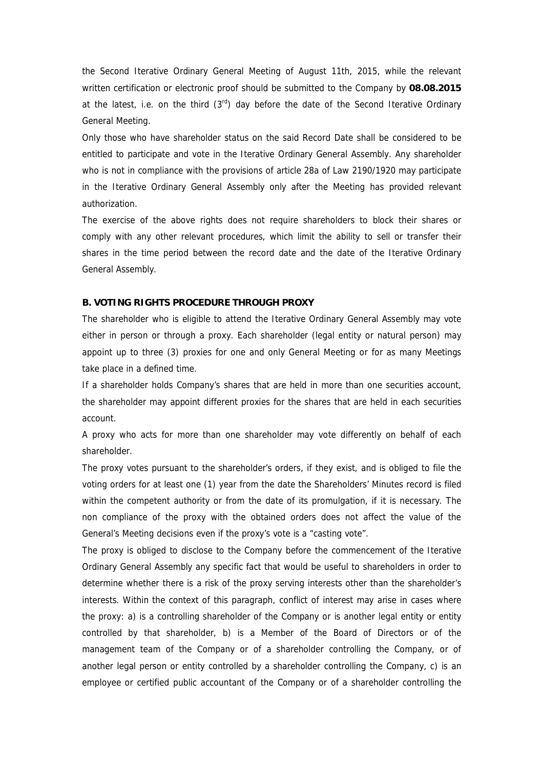the Second Iterative Ordinary General Meeting of August 11th, 2015, while the relevant written certification or electronic proof should be submitted to the Company by **08.08.2015** at the latest, i.e. on the third (3rd) day before the date of the Second Iterative Ordinary General Meeting.

Only those who have shareholder status on the said Record Date shall be considered to be entitled to participate and vote in the Iterative Ordinary General Assembly. Any shareholder who is not in compliance with the provisions of article 28a of Law 2190/1920 may participate in the Iterative Ordinary General Assembly only after the Meeting has provided relevant authorization.

The exercise of the above rights does not require shareholders to block their shares or comply with any other relevant procedures, which limit the ability to sell or transfer their shares in the time period between the record date and the date of the Iterative Ordinary General Assembly.

**B. VOTING RIGHTS PROCEDURE THROUGH PROXY**

The shareholder who is eligible to attend the Iterative Ordinary General Assembly may vote either in person or through a proxy. Each shareholder (legal entity or natural person) may appoint up to three (3) proxies for one and only General Meeting or for as many Meetings take place in a defined time.

If a shareholder holds Company's shares that are held in more than one securities account, the shareholder may appoint different proxies for the shares that are held in each securities account.

A proxy who acts for more than one shareholder may vote differently on behalf of each shareholder.

The proxy votes pursuant to the shareholder's orders, if they exist, and is obliged to file the voting orders for at least one (1) year from the date the Shareholders' Minutes record is filed within the competent authority or from the date of its promulgation, if it is necessary. The non compliance of the proxy with the obtained orders does not affect the value of the General's Meeting decisions even if the proxy's vote is a "casting vote".

The proxy is obliged to disclose to the Company before the commencement of the Iterative Ordinary General Assembly any specific fact that would be useful to shareholders in order to determine whether there is a risk of the proxy serving interests other than the shareholder's interests. Within the context of this paragraph, conflict of interest may arise in cases where the proxy: a) is a controlling shareholder of the Company or is another legal entity or entity controlled by that shareholder, b) is a Member of the Board of Directors or of the management team of the Company or of a shareholder controlling the Company, or of another legal person or entity controlled by a shareholder controlling the Company, c) is an employee or certified public accountant of the Company or of a shareholder controlling the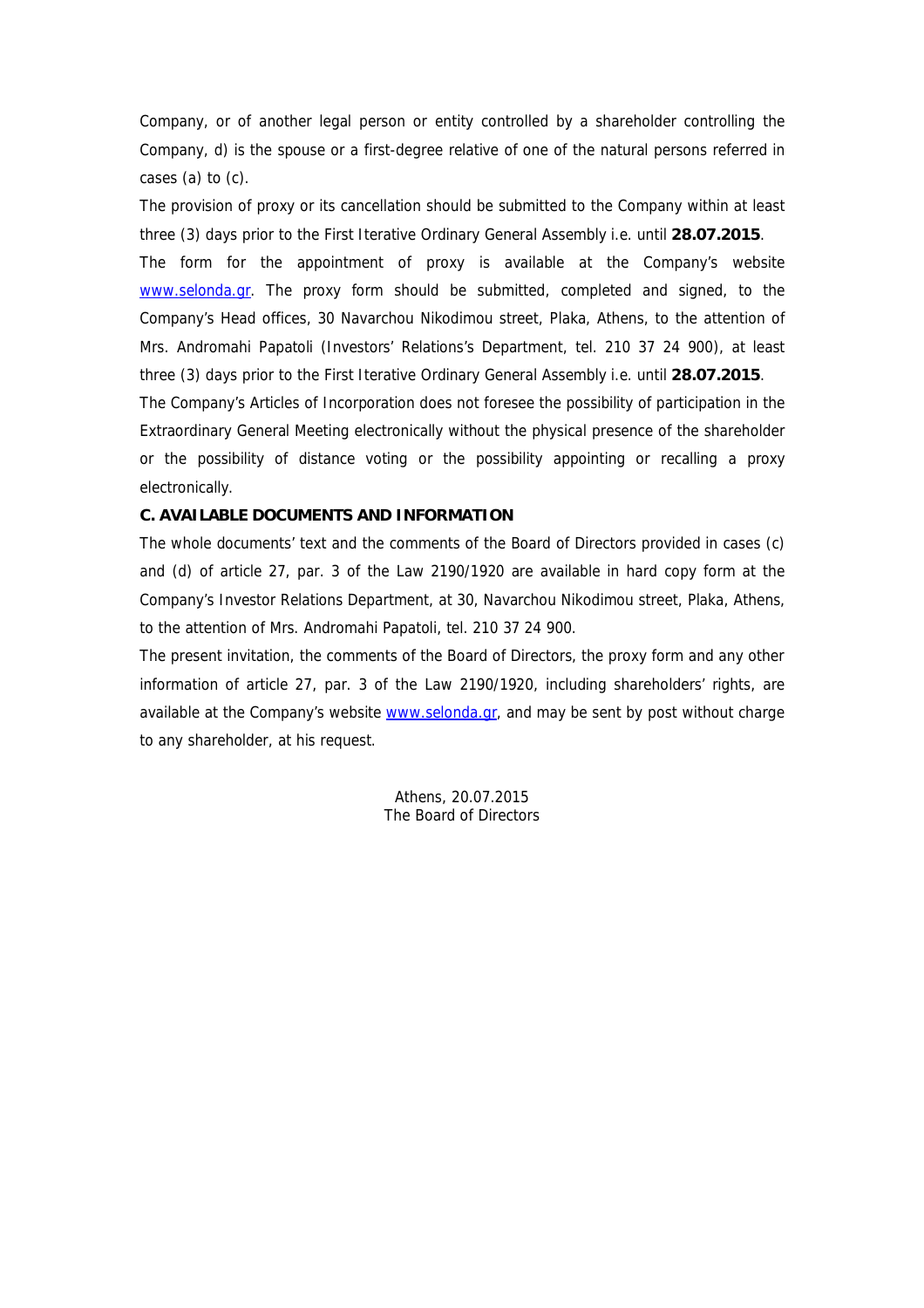Company, or of another legal person or entity controlled by a shareholder controlling the Company, d) is the spouse or a first-degree relative of one of the natural persons referred in cases (a) to (c).

The provision of proxy or its cancellation should be submitted to the Company within at least three (3) days prior to the First Iterative Ordinary General Assembly i.e. until **28.07.2015**.

The form for the appointment of proxy is available at the Company's website www.selonda.gr. The proxy form should be submitted, completed and signed, to the Company's Head offices, 30 Navarchou Nikodimou street, Plaka, Athens, to the attention of Mrs. Andromahi Papatoli (Investors' Relations's Department, tel. 210 37 24 900), at least three (3) days prior to the First Iterative Ordinary General Assembly i.e. until **28.07.2015**.

The Company's Articles of Incorporation does not foresee the possibility of participation in the Extraordinary General Meeting electronically without the physical presence of the shareholder or the possibility of distance voting or the possibility appointing or recalling a proxy electronically.

**C. AVAILABLE DOCUMENTS AND INFORMATION**

The whole documents' text and the comments of the Board of Directors provided in cases (c) and (d) of article 27, par. 3 of the Law 2190/1920 are available in hard copy form at the Company's Investor Relations Department, at 30, Navarchou Nikodimou street, Plaka, Athens, to the attention of Mrs. Andromahi Papatoli, tel. 210 37 24 900.

The present invitation, the comments of the Board of Directors, the proxy form and any other information of article 27, par. 3 of the Law 2190/1920, including shareholders' rights, are available at the Company's website www.selonda.gr, and may be sent by post without charge to any shareholder, at his request.

Athens, 20.07.2015
The Board of Directors